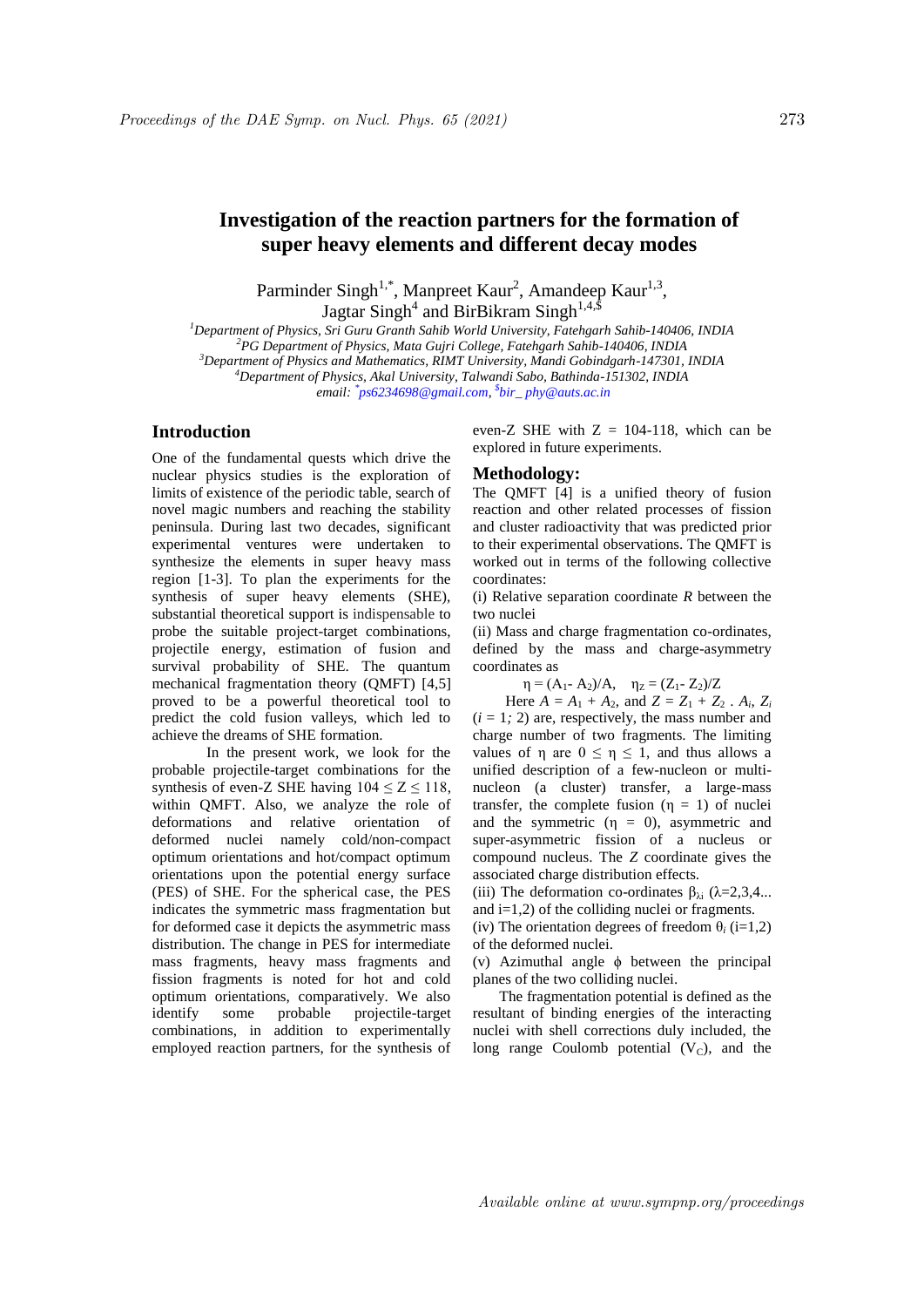# Investigation of the reaction partners for the formation of super heavy elements and different decay modes

Parminder Singh[1,*], Manpreet Kaur[2], Amandeep Kaur[1,3], Jagtar Singh[4] and BirBikram Singh[1,4,$]

[1]Department of Physics, Sri Guru Granth Sahib World University, Fatehgarh Sahib-140406, INDIA
[2]PG Department of Physics, Mata Gujri College, Fatehgarh Sahib-140406, INDIA
[3]Department of Physics and Mathematics, RIMT University, Mandi Gobindgarh-147301, INDIA
[4]Department of Physics, Akal University, Talwandi Sabo, Bathinda-151302, INDIA

email: [*]ps6234698@gmail.com, [$]bir_ phy@auts.ac.in

## Introduction

One of the fundamental quests which drive the nuclear physics studies is the exploration of limits of existence of the periodic table, search of novel magic numbers and reaching the stability peninsula. During last two decades, significant experimental ventures were undertaken to synthesize the elements in super heavy mass region [1-3]. To plan the experiments for the synthesis of super heavy elements (SHE), substantial theoretical support is indispensable to probe the suitable project-target combinations, projectile energy, estimation of fusion and survival probability of SHE. The quantum mechanical fragmentation theory (QMFT) [4,5] proved to be a powerful theoretical tool to predict the cold fusion valleys, which led to achieve the dreams of SHE formation.

In the present work, we look for the probable projectile-target combinations for the synthesis of even-Z SHE having $104 \leq Z \leq 118$, within QMFT. Also, we analyze the role of deformations and relative orientation of deformed nuclei namely cold/non-compact optimum orientations and hot/compact optimum orientations upon the potential energy surface (PES) of SHE. For the spherical case, the PES indicates the symmetric mass fragmentation but for deformed case it depicts the asymmetric mass distribution. The change in PES for intermediate mass fragments, heavy mass fragments and fission fragments is noted for hot and cold optimum orientations, comparatively. We also identify some probable projectile-target combinations, in addition to experimentally employed reaction partners, for the synthesis of even-Z SHE with Z = 104-118, which can be explored in future experiments.

## Methodology:

The QMFT [4] is a unified theory of fusion reaction and other related processes of fission and cluster radioactivity that was predicted prior to their experimental observations. The QMFT is worked out in terms of the following collective coordinates:

(i) Relative separation coordinate $R$ between the two nuclei

(ii) Mass and charge fragmentation co-ordinates, defined by the mass and charge-asymmetry coordinates as

$$\eta = (A_1 - A_2)/A, \quad \eta_Z = (Z_1 - Z_2)/Z$$

Here $A = A_1 + A_2$, and $Z = Z_1 + Z_2$ . $A_i$, $Z_i$ ($i = 1;\ 2$) are, respectively, the mass number and charge number of two fragments. The limiting values of $\eta$ are $0 \leq \eta \leq 1$, and thus allows a unified description of a few-nucleon or multi-nucleon (a cluster) transfer, a large-mass transfer, the complete fusion ($\eta = 1$) of nuclei and the symmetric ($\eta = 0$), asymmetric and super-asymmetric fission of a nucleus or compound nucleus. The $Z$ coordinate gives the associated charge distribution effects.

(iii) The deformation co-ordinates $\beta_{\lambda i}$ ($\lambda$=2,3,4... and i=1,2) of the colliding nuclei or fragments.

(iv) The orientation degrees of freedom $\theta_i$ (i=1,2) of the deformed nuclei.

(v) Azimuthal angle $\phi$ between the principal planes of the two colliding nuclei.

The fragmentation potential is defined as the resultant of binding energies of the interacting nuclei with shell corrections duly included, the long range Coulomb potential ($V_C$), and the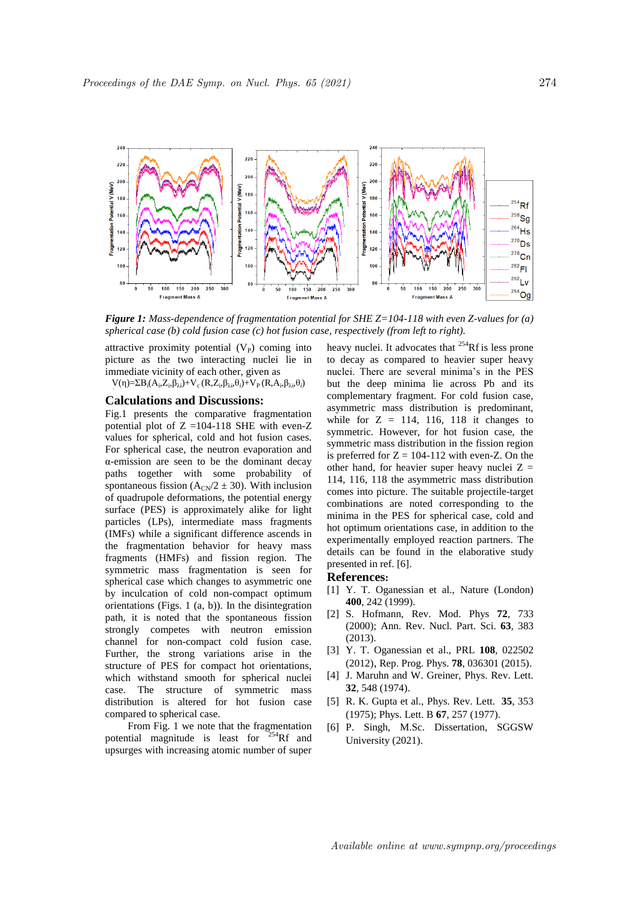Fragmentation Potential V (MeV)

Fragment Mass A

$^{254}$Rf
$^{258}$Sg
$^{264}$Hs
$^{270}$Ds
$^{278}$Cn
$^{292}$Fl
$^{292}$Lv
$^{294}$Og

***Figure 1:*** *Mass-dependence of fragmentation potential for SHE Z=104-118 with even Z-values for (a) spherical case (b) cold fusion case (c) hot fusion case, respectively (from left to right).*

attractive proximity potential ($V_P$) coming into picture as the two interacting nuclei lie in immediate vicinity of each other, given as

$$V(\eta)=\Sigma B_i(A_i,Z_i,\beta_{\lambda i})+V_c(R,Z_i,\beta_{\lambda i},\theta_i)+V_P(R,A_i,\beta_{\lambda i},\theta_i)$$

## Calculations and Discussions:

Fig.1 presents the comparative fragmentation potential plot of Z =104-118 SHE with even-Z values for spherical, cold and hot fusion cases. For spherical case, the neutron evaporation and α-emission are seen to be the dominant decay paths together with some probability of spontaneous fission ($A_{CN}/2 \pm 30$). With inclusion of quadrupole deformations, the potential energy surface (PES) is approximately alike for light particles (LPs), intermediate mass fragments (IMFs) while a significant difference ascends in the fragmentation behavior for heavy mass fragments (HMFs) and fission region. The symmetric mass fragmentation is seen for spherical case which changes to asymmetric one by inculcation of cold non-compact optimum orientations (Figs. 1 (a, b)). In the disintegration path, it is noted that the spontaneous fission strongly competes with neutron emission channel for non-compact cold fusion case. Further, the strong variations arise in the structure of PES for compact hot orientations, which withstand smooth for spherical nuclei case. The structure of symmetric mass distribution is altered for hot fusion case compared to spherical case.

From Fig. 1 we note that the fragmentation potential magnitude is least for $^{254}$Rf and upsurges with increasing atomic number of super heavy nuclei. It advocates that $^{254}$Rf is less prone to decay as compared to heavier super heavy nuclei. There are several minima's in the PES but the deep minima lie across Pb and its complementary fragment. For cold fusion case, asymmetric mass distribution is predominant, while for Z = 114, 116, 118 it changes to symmetric. However, for hot fusion case, the symmetric mass distribution in the fission region is preferred for Z = 104-112 with even-Z. On the other hand, for heavier super heavy nuclei Z = 114, 116, 118 the asymmetric mass distribution comes into picture. The suitable projectile-target combinations are noted corresponding to the minima in the PES for spherical case, cold and hot optimum orientations case, in addition to the experimentally employed reaction partners. The details can be found in the elaborative study presented in ref. [6].

## References:

[1] Y. T. Oganessian et al., Nature (London) **400**, 242 (1999).

[2] S. Hofmann, Rev. Mod. Phys **72**, 733 (2000); Ann. Rev. Nucl. Part. Sci. **63**, 383 (2013).

[3] Y. T. Oganessian et al., PRL **108**, 022502 (2012), Rep. Prog. Phys. **78**, 036301 (2015).

[4] J. Maruhn and W. Greiner, Phys. Rev. Lett. **32**, 548 (1974).

[5] R. K. Gupta et al., Phys. Rev. Lett. **35**, 353 (1975); Phys. Lett. B **67**, 257 (1977).

[6] P. Singh, M.Sc. Dissertation, SGGSW University (2021).